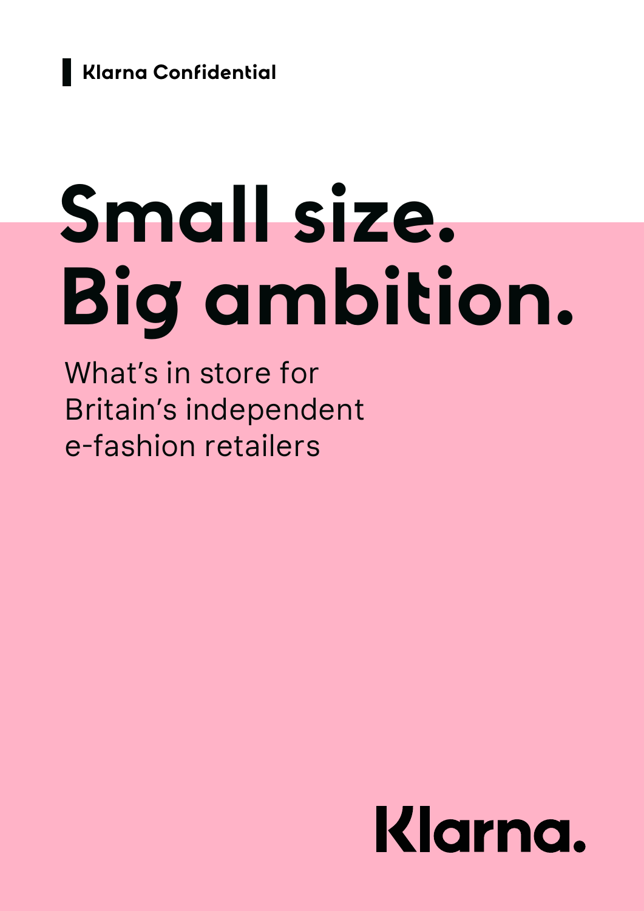Klarna Confidential

# Small size. Big ambition.

What's in store for Britain's independent e-fashion retailers

Klarna.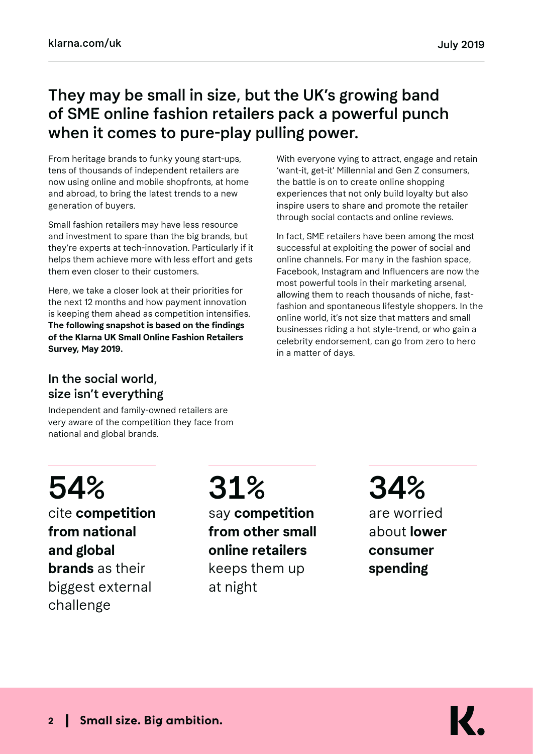## They may be small in size, but the UK's growing band of SME online fashion retailers pack a powerful punch when it comes to pure-play pulling power.

From heritage brands to funky young start-ups, tens of thousands of independent retailers are now using online and mobile shopfronts, at home and abroad, to bring the latest trends to a new generation of buyers.

Small fashion retailers may have less resource and investment to spare than the big brands, but they're experts at tech-innovation. Particularly if it helps them achieve more with less effort and gets them even closer to their customers.

Here, we take a closer look at their priorities for the next 12 months and how payment innovation is keeping them ahead as competition intensifies. **The following snapshot is based on the findings of the Klarna UK Small Online Fashion Retailers Survey, May 2019.**

With everyone vying to attract, engage and retain 'want-it, get-it' Millennial and Gen Z consumers, the battle is on to create online shopping experiences that not only build loyalty but also inspire users to share and promote the retailer through social contacts and online reviews.

In fact, SME retailers have been among the most successful at exploiting the power of social and online channels. For many in the fashion space, Facebook, Instagram and Influencers are now the most powerful tools in their marketing arsenal, allowing them to reach thousands of niche, fast-fashion and spontaneous lifestyle shoppers. In the online world, it's not size that matters and small businesses riding a hot style-trend, or who gain a celebrity endorsement, can go from zero to hero in a matter of days.

### In the social world, size isn't everything

Independent and family-owned retailers are very aware of the competition they face from national and global brands.

**54%**
cite **competition from national and global brands** as their biggest external challenge

**31%**
say **competition from other small online retailers** keeps them up at night

**34%**
are worried about **lower consumer spending**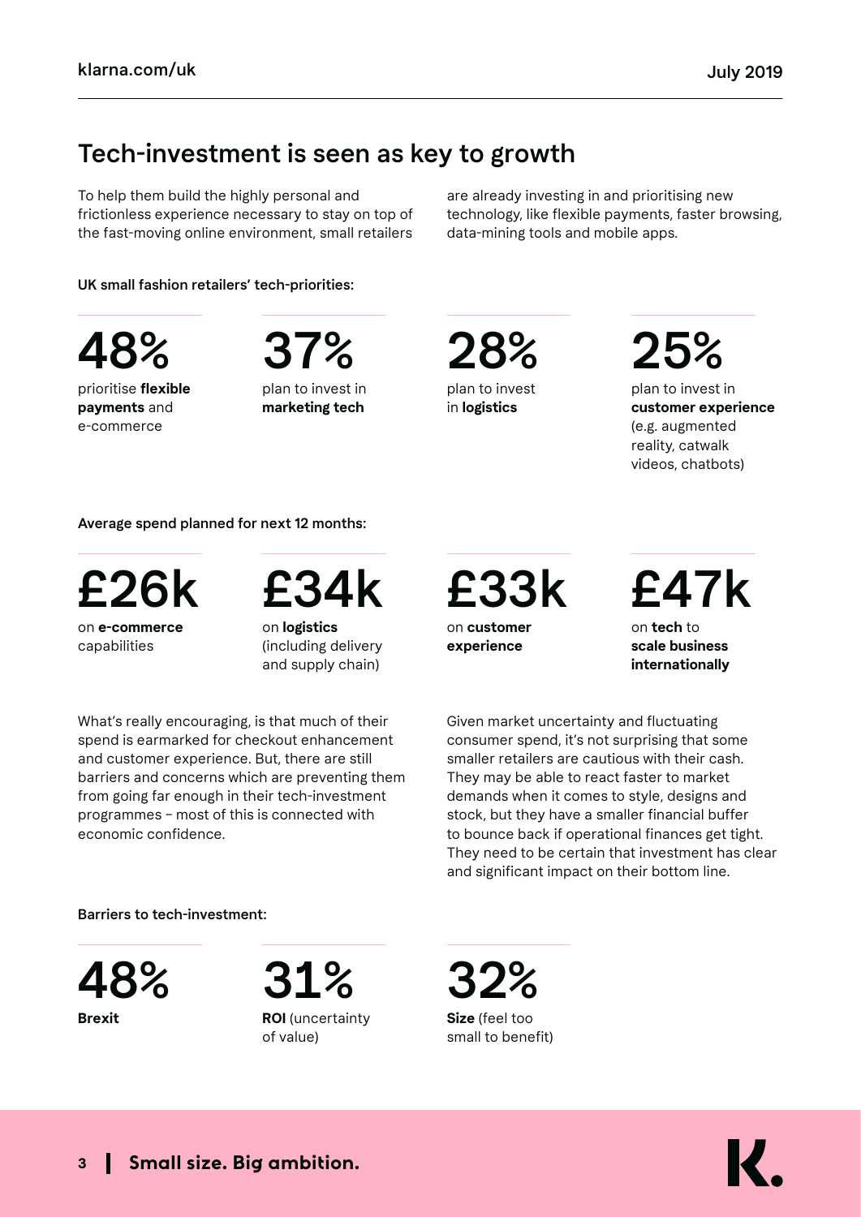## Tech-investment is seen as key to growth

To help them build the highly personal and frictionless experience necessary to stay on top of the fast-moving online environment, small retailers are already investing in and prioritising new technology, like flexible payments, faster browsing, data-mining tools and mobile apps.

**UK small fashion retailers' tech-priorities:**

**48%**
prioritise **flexible payments** and e-commerce

**37%**
plan to invest in **marketing tech**

**28%**
plan to invest in **logistics**

**25%**
plan to invest in **customer experience** (e.g. augmented reality, catwalk videos, chatbots)

**Average spend planned for next 12 months:**

**£26k**
on **e-commerce** capabilities

**£34k**
on **logistics** (including delivery and supply chain)

**£33k**
on **customer experience**

**£47k**
on **tech** to **scale business internationally**

What's really encouraging, is that much of their spend is earmarked for checkout enhancement and customer experience. But, there are still barriers and concerns which are preventing them from going far enough in their tech-investment programmes – most of this is connected with economic confidence.

Given market uncertainty and fluctuating consumer spend, it's not surprising that some smaller retailers are cautious with their cash. They may be able to react faster to market demands when it comes to style, designs and stock, but they have a smaller financial buffer to bounce back if operational finances get tight. They need to be certain that investment has clear and significant impact on their bottom line.

**Barriers to tech-investment:**

**48%**
**Brexit**

**31%**
**ROI** (uncertainty of value)

**32%**
**Size** (feel too small to benefit)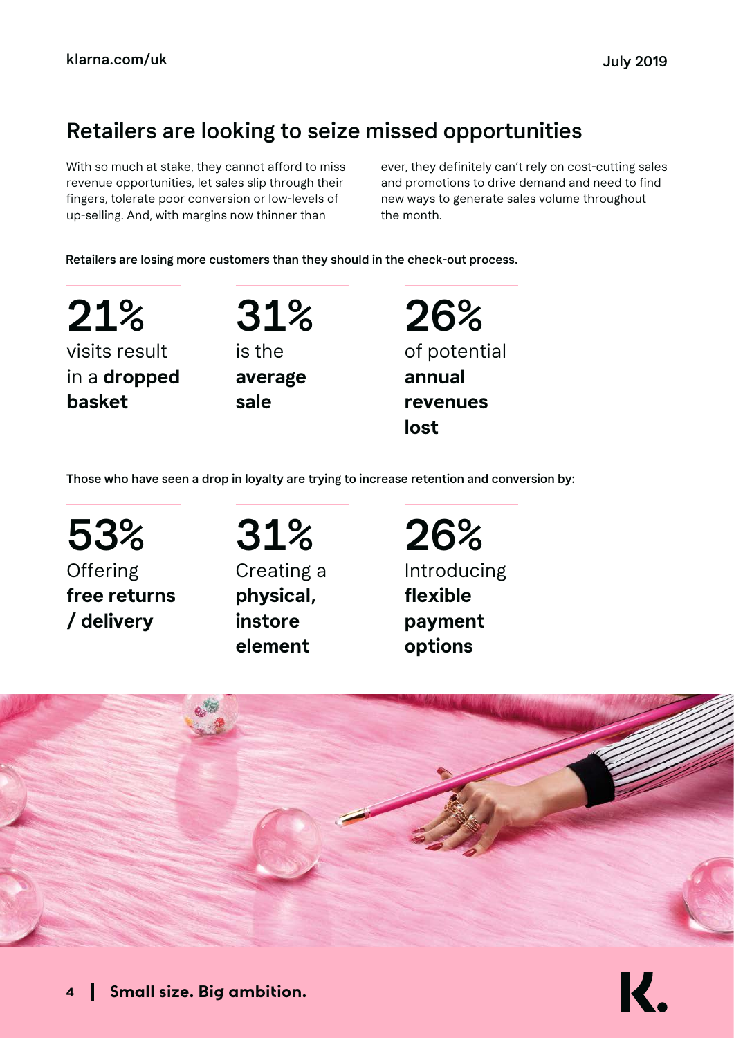## Retailers are looking to seize missed opportunities

With so much at stake, they cannot afford to miss revenue opportunities, let sales slip through their fingers, tolerate poor conversion or low-levels of up-selling. And, with margins now thinner than ever, they definitely can't rely on cost-cutting sales and promotions to drive demand and need to find new ways to generate sales volume throughout the month.

**Retailers are losing more customers than they should in the check-out process.**

**21%** visits result in a **dropped basket**

**31%** is the **average sale**

**26%** of potential **annual revenues lost**

**Those who have seen a drop in loyalty are trying to increase retention and conversion by:**

**53%** Offering **free returns / delivery**

**31%** Creating a **physical, instore element**

**26%** Introducing **flexible payment options**

**Small size. Big ambition.**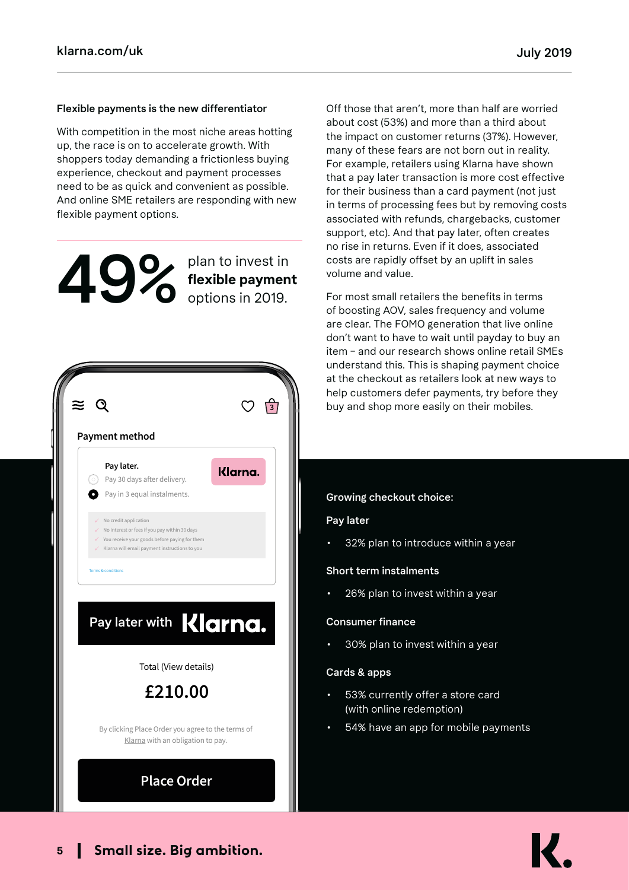### Flexible payments is the new differentiator

With competition in the most niche areas hotting up, the race is on to accelerate growth. With shoppers today demanding a frictionless buying experience, checkout and payment processes need to be as quick and convenient as possible. And online SME retailers are responding with new flexible payment options.

**49%** plan to invest in **flexible payment** options in 2019.

Off those that aren't, more than half are worried about cost (53%) and more than a third about the impact on customer returns (37%). However, many of these fears are not born out in reality. For example, retailers using Klarna have shown that a pay later transaction is more cost effective for their business than a card payment (not just in terms of processing fees but by removing costs associated with refunds, chargebacks, customer support, etc). And that pay later, often creates no rise in returns. Even if it does, associated costs are rapidly offset by an uplift in sales volume and value.

For most small retailers the benefits in terms of boosting AOV, sales frequency and volume are clear. The FOMO generation that live online don't want to have to wait until payday to buy an item – and our research shows online retail SMEs understand this. This is shaping payment choice at the checkout as retailers look at new ways to help customers defer payments, try before they buy and shop more easily on their mobiles.

### Growing checkout choice:

**Pay later**

- 32% plan to introduce within a year

**Short term instalments**

- 26% plan to invest within a year

**Consumer finance**

- 30% plan to invest within a year

**Cards & apps**

- 53% currently offer a store card (with online redemption)
- 54% have an app for mobile payments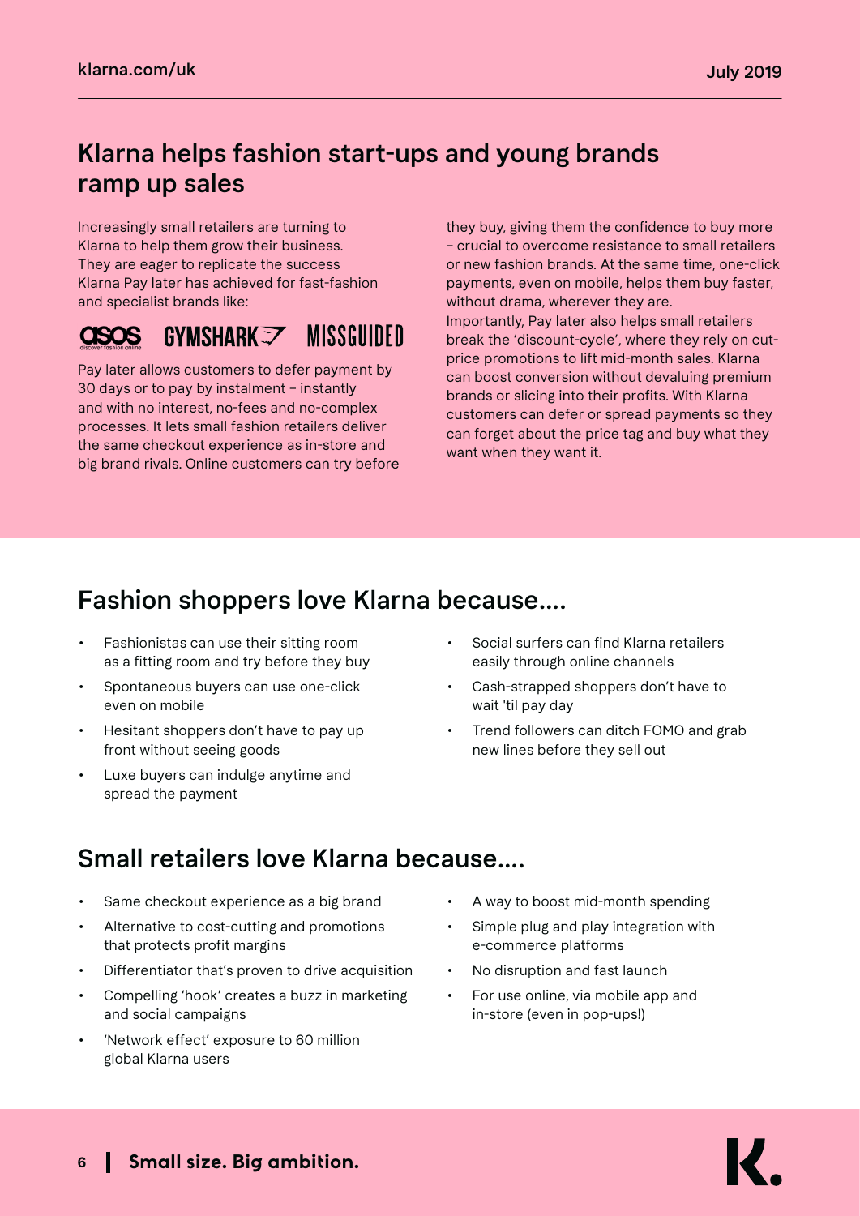## Klarna helps fashion start-ups and young brands ramp up sales

Increasingly small retailers are turning to Klarna to help them grow their business. They are eager to replicate the success Klarna Pay later has achieved for fast-fashion and specialist brands like:

ASOS GYMSHARK MISSGUIDED

Pay later allows customers to defer payment by 30 days or to pay by instalment – instantly and with no interest, no-fees and no-complex processes. It lets small fashion retailers deliver the same checkout experience as in-store and big brand rivals. Online customers can try before they buy, giving them the confidence to buy more – crucial to overcome resistance to small retailers or new fashion brands. At the same time, one-click payments, even on mobile, helps them buy faster, without drama, wherever they are.

Importantly, Pay later also helps small retailers break the 'discount-cycle', where they rely on cut-price promotions to lift mid-month sales. Klarna can boost conversion without devaluing premium brands or slicing into their profits. With Klarna customers can defer or spread payments so they can forget about the price tag and buy what they want when they want it.

## Fashion shoppers love Klarna because....

- Fashionistas can use their sitting room as a fitting room and try before they buy
- Spontaneous buyers can use one-click even on mobile
- Hesitant shoppers don't have to pay up front without seeing goods
- Luxe buyers can indulge anytime and spread the payment
- Social surfers can find Klarna retailers easily through online channels
- Cash-strapped shoppers don't have to wait 'til pay day
- Trend followers can ditch FOMO and grab new lines before they sell out

## Small retailers love Klarna because....

- Same checkout experience as a big brand
- Alternative to cost-cutting and promotions that protects profit margins
- Differentiator that's proven to drive acquisition
- Compelling 'hook' creates a buzz in marketing and social campaigns
- 'Network effect' exposure to 60 million global Klarna users
- A way to boost mid-month spending
- Simple plug and play integration with e-commerce platforms
- No disruption and fast launch
- For use online, via mobile app and in-store (even in pop-ups!)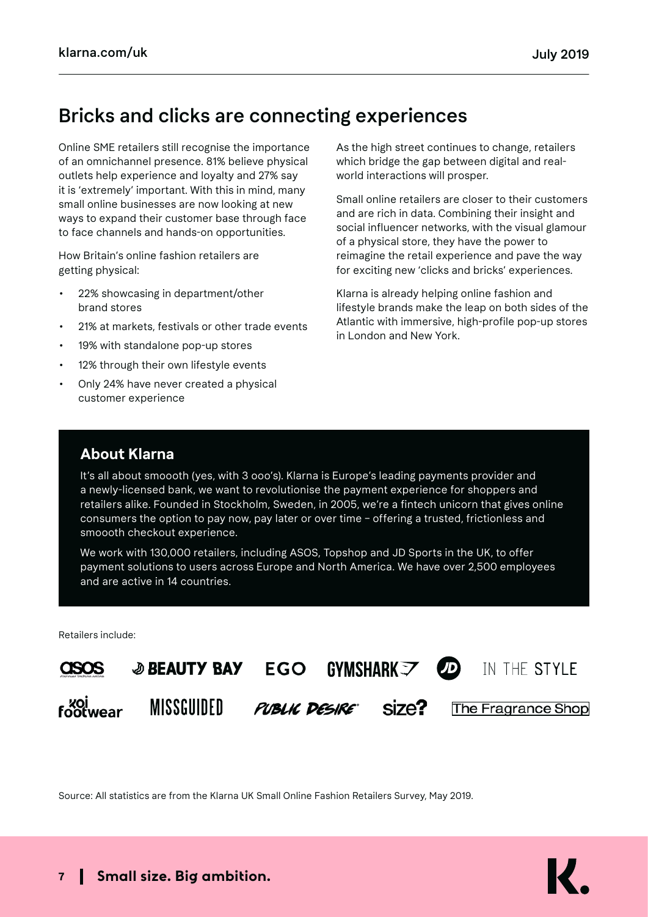## Bricks and clicks are connecting experiences

Online SME retailers still recognise the importance of an omnichannel presence. 81% believe physical outlets help experience and loyalty and 27% say it is 'extremely' important. With this in mind, many small online businesses are now looking at new ways to expand their customer base through face to face channels and hands-on opportunities.

How Britain's online fashion retailers are getting physical:

- 22% showcasing in department/other brand stores
- 21% at markets, festivals or other trade events
- 19% with standalone pop-up stores
- 12% through their own lifestyle events
- Only 24% have never created a physical customer experience

As the high street continues to change, retailers which bridge the gap between digital and real-world interactions will prosper.

Small online retailers are closer to their customers and are rich in data. Combining their insight and social influencer networks, with the visual glamour of a physical store, they have the power to reimagine the retail experience and pave the way for exciting new 'clicks and bricks' experiences.

Klarna is already helping online fashion and lifestyle brands make the leap on both sides of the Atlantic with immersive, high-profile pop-up stores in London and New York.

### About Klarna

It's all about smoooth (yes, with 3 ooo's). Klarna is Europe's leading payments provider and a newly-licensed bank, we want to revolutionise the payment experience for shoppers and retailers alike. Founded in Stockholm, Sweden, in 2005, we're a fintech unicorn that gives online consumers the option to pay now, pay later or over time – offering a trusted, frictionless and smoooth checkout experience.

We work with 130,000 retailers, including ASOS, Topshop and JD Sports in the UK, to offer payment solutions to users across Europe and North America. We have over 2,500 employees and are active in 14 countries.

Retailers include:

asos, BEAUTY BAY, EGO, GYMSHARK, JD, IN THE STYLE, koi footwear, MISSGUIDED, PUBLIC DESIRE, size?, The Fragrance Shop

Source: All statistics are from the Klarna UK Small Online Fashion Retailers Survey, May 2019.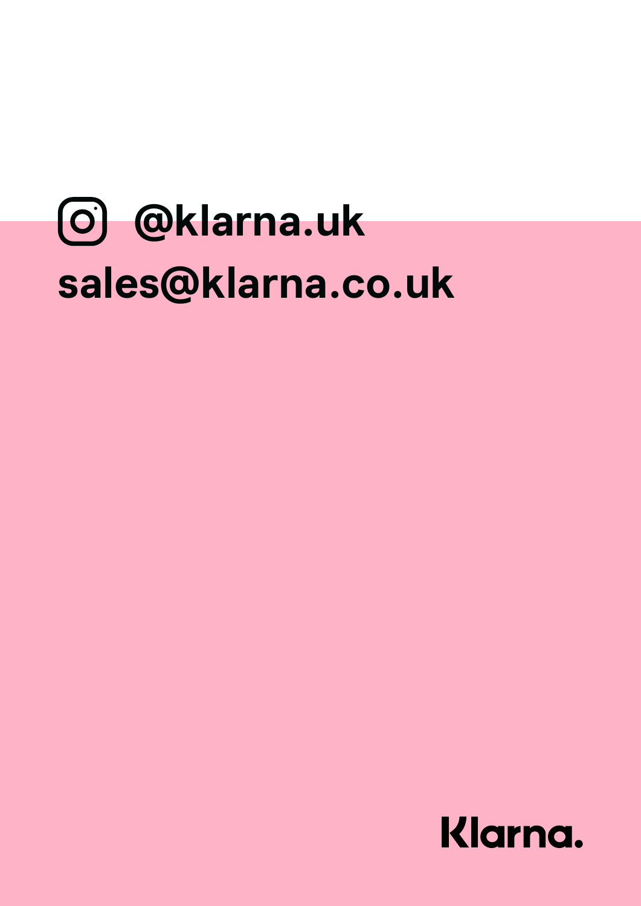**@klarna.uk**

**sales@klarna.co.uk**

Klarna.